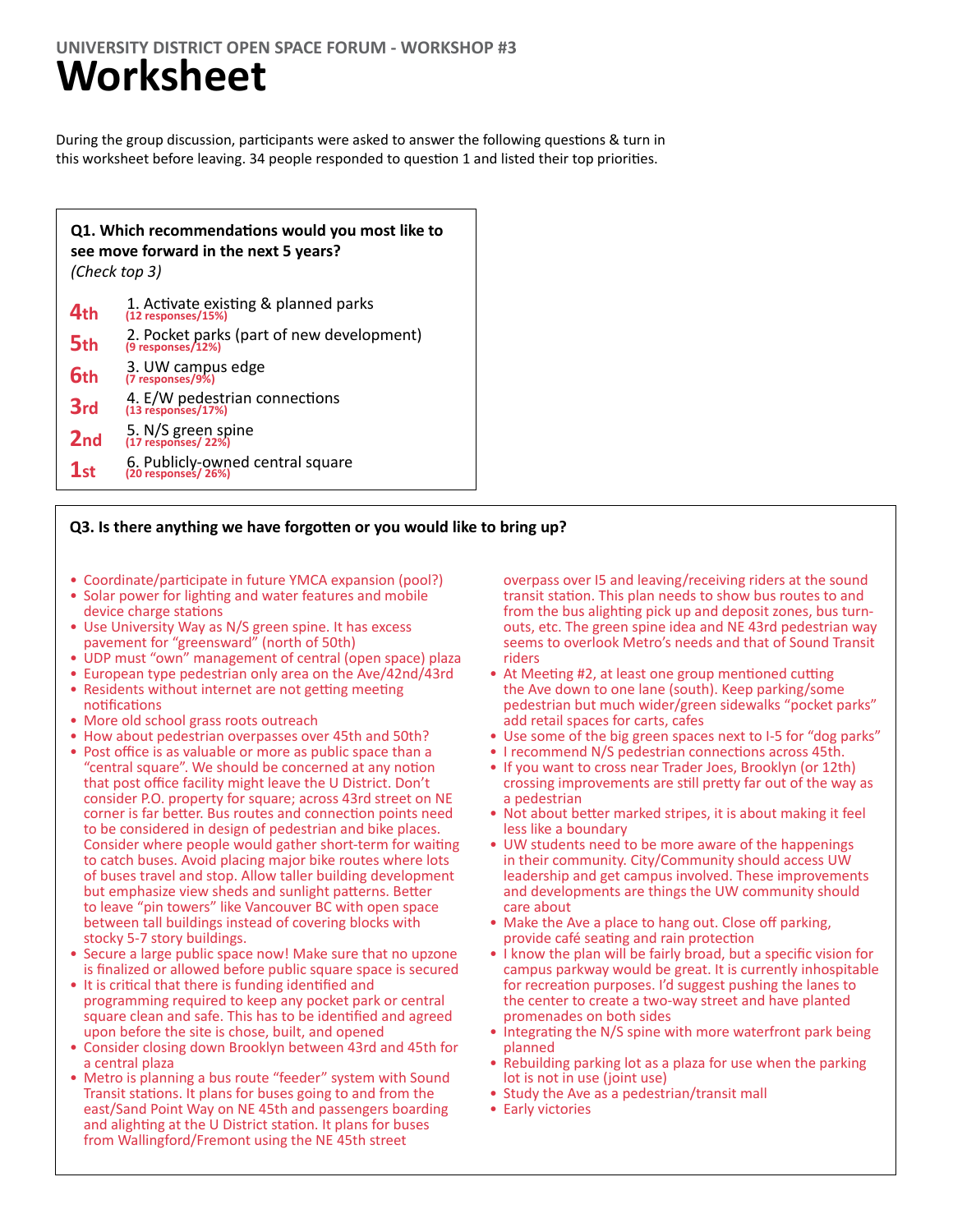UNIVERSITY DISTRICT OPEN SPACE FORUM - WORKSHOP #3

# Worksheet

During the group discussion, participants were asked to answer the following questions & turn in this worksheet before leaving. 34 people responded to question 1 and listed their top priorities.

**Q1. Which recommendations would you most like to see move forward in the next 5 years?**
*(Check top 3)*

| Rank | Recommendation |
|---|---|
| 4th | 1. Activate existing & planned parks (12 responses/15%) |
| 5th | 2. Pocket parks (part of new development) (9 responses/12%) |
| 6th | 3. UW campus edge (7 responses/9%) |
| 3rd | 4. E/W pedestrian connections (13 responses/17%) |
| 2nd | 5. N/S green spine (17 responses/ 22%) |
| 1st | 6. Publicly-owned central square (20 responses/ 26%) |

**Q3. Is there anything we have forgotten or you would like to bring up?**

- Coordinate/participate in future YMCA expansion (pool?)
- Solar power for lighting and water features and mobile device charge stations
- Use University Way as N/S green spine. It has excess pavement for "greensward" (north of 50th)
- UDP must "own" management of central (open space) plaza
- European type pedestrian only area on the Ave/42nd/43rd
- Residents without internet are not getting meeting notifications
- More old school grass roots outreach
- How about pedestrian overpasses over 45th and 50th?
- Post office is as valuable or more as public space than a "central square". We should be concerned at any notion that post office facility might leave the U District. Don't consider P.O. property for square; across 43rd street on NE corner is far better. Bus routes and connection points need to be considered in design of pedestrian and bike places. Consider where people would gather short-term for waiting to catch buses. Avoid placing major bike routes where lots of buses travel and stop. Allow taller building development but emphasize view sheds and sunlight patterns. Better to leave "pin towers" like Vancouver BC with open space between tall buildings instead of covering blocks with stocky 5-7 story buildings.
- Secure a large public space now! Make sure that no upzone is finalized or allowed before public square space is secured
- It is critical that there is funding identified and programming required to keep any pocket park or central square clean and safe. This has to be identified and agreed upon before the site is chose, built, and opened
- Consider closing down Brooklyn between 43rd and 45th for a central plaza
- Metro is planning a bus route "feeder" system with Sound Transit stations. It plans for buses going to and from the east/Sand Point Way on NE 45th and passengers boarding and alighting at the U District station. It plans for buses from Wallingford/Fremont using the NE 45th street overpass over I5 and leaving/receiving riders at the sound transit station. This plan needs to show bus routes to and from the bus alighting pick up and deposit zones, bus turn-outs, etc. The green spine idea and NE 43rd pedestrian way seems to overlook Metro's needs and that of Sound Transit riders
- At Meeting #2, at least one group mentioned cutting the Ave down to one lane (south). Keep parking/some pedestrian but much wider/green sidewalks "pocket parks" add retail spaces for carts, cafes
- Use some of the big green spaces next to I-5 for "dog parks"
- I recommend N/S pedestrian connections across 45th.
- If you want to cross near Trader Joes, Brooklyn (or 12th) crossing improvements are still pretty far out of the way as a pedestrian
- Not about better marked stripes, it is about making it feel less like a boundary
- UW students need to be more aware of the happenings in their community. City/Community should access UW leadership and get campus involved. These improvements and developments are things the UW community should care about
- Make the Ave a place to hang out. Close off parking, provide café seating and rain protection
- I know the plan will be fairly broad, but a specific vision for campus parkway would be great. It is currently inhospitable for recreation purposes. I'd suggest pushing the lanes to the center to create a two-way street and have planted promenades on both sides
- Integrating the N/S spine with more waterfront park being planned
- Rebuilding parking lot as a plaza for use when the parking lot is not in use (joint use)
- Study the Ave as a pedestrian/transit mall
- Early victories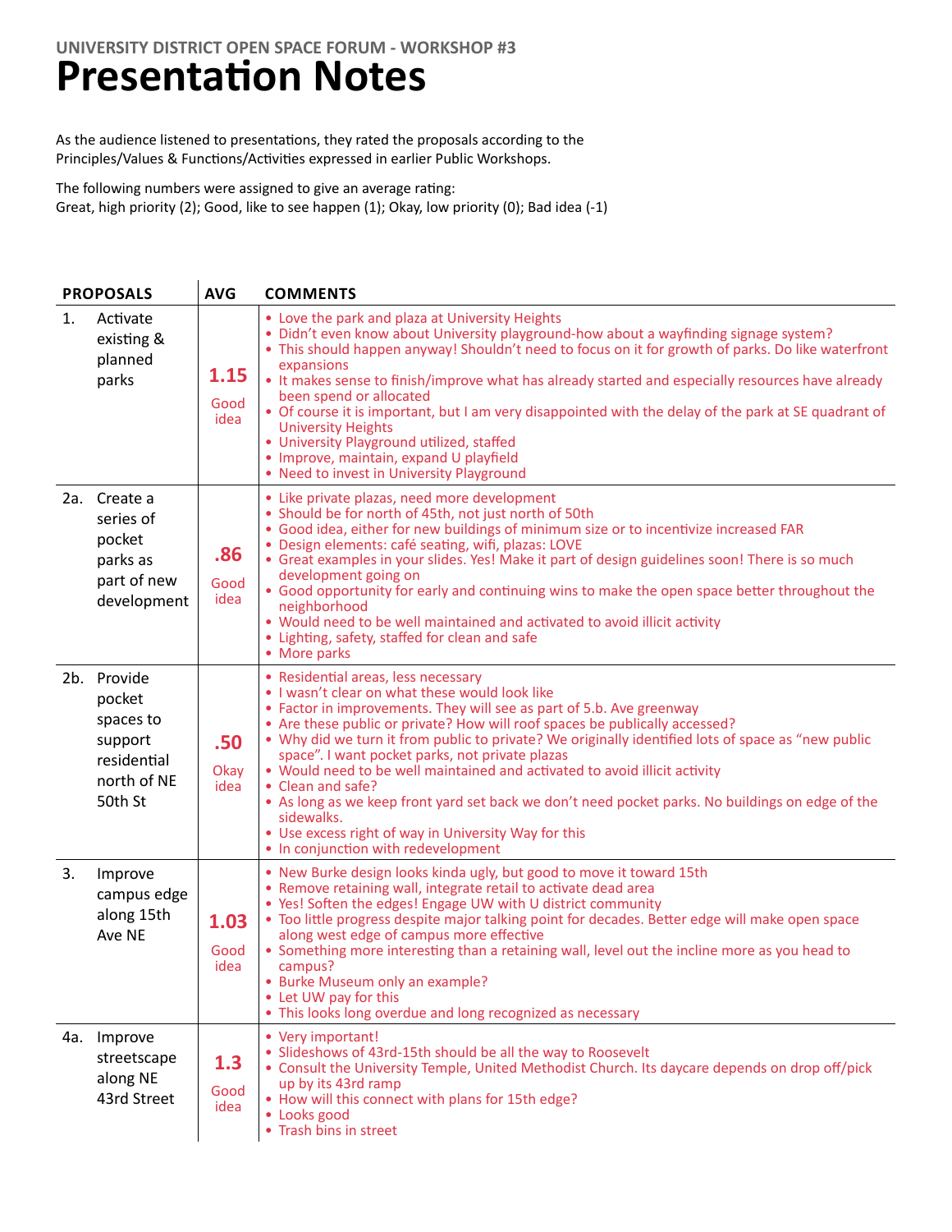## UNIVERSITY DISTRICT OPEN SPACE FORUM - WORKSHOP #3

# Presentation Notes

As the audience listened to presentations, they rated the proposals according to the Principles/Values & Functions/Activities expressed in earlier Public Workshops.

The following numbers were assigned to give an average rating:
Great, high priority (2); Good, like to see happen (1); Okay, low priority (0); Bad idea (-1)

| PROPOSALS | AVG | COMMENTS |
|---|---|---|
| 1. Activate existing & planned parks | **1.15** Good idea | • Love the park and plaza at University Heights<br>• Didn't even know about University playground-how about a wayfinding signage system?<br>• This should happen anyway! Shouldn't need to focus on it for growth of parks. Do like waterfront expansions<br>• It makes sense to finish/improve what has already started and especially resources have already been spend or allocated<br>• Of course it is important, but I am very disappointed with the delay of the park at SE quadrant of University Heights<br>• University Playground utilized, staffed<br>• Improve, maintain, expand U playfield<br>• Need to invest in University Playground |
| 2a. Create a series of pocket parks as part of new development | **.86** Good idea | • Like private plazas, need more development<br>• Should be for north of 45th, not just north of 50th<br>• Good idea, either for new buildings of minimum size or to incentivize increased FAR<br>• Design elements: café seating, wifi, plazas: LOVE<br>• Great examples in your slides. Yes! Make it part of design guidelines soon! There is so much development going on<br>• Good opportunity for early and continuing wins to make the open space better throughout the neighborhood<br>• Would need to be well maintained and activated to avoid illicit activity<br>• Lighting, safety, staffed for clean and safe<br>• More parks |
| 2b. Provide pocket spaces to support residential north of NE 50th St | **.50** Okay idea | • Residential areas, less necessary<br>• I wasn't clear on what these would look like<br>• Factor in improvements. They will see as part of 5.b. Ave greenway<br>• Are these public or private? How will roof spaces be publically accessed?<br>• Why did we turn it from public to private? We originally identified lots of space as "new public space". I want pocket parks, not private plazas<br>• Would need to be well maintained and activated to avoid illicit activity<br>• Clean and safe?<br>• As long as we keep front yard set back we don't need pocket parks. No buildings on edge of the sidewalks.<br>• Use excess right of way in University Way for this<br>• In conjunction with redevelopment |
| 3. Improve campus edge along 15th Ave NE | **1.03** Good idea | • New Burke design looks kinda ugly, but good to move it toward 15th<br>• Remove retaining wall, integrate retail to activate dead area<br>• Yes! Soften the edges! Engage UW with U district community<br>• Too little progress despite major talking point for decades. Better edge will make open space along west edge of campus more effective<br>• Something more interesting than a retaining wall, level out the incline more as you head to campus?<br>• Burke Museum only an example?<br>• Let UW pay for this<br>• This looks long overdue and long recognized as necessary |
| 4a. Improve streetscape along NE 43rd Street | **1.3** Good idea | • Very important!<br>• Slideshows of 43rd-15th should be all the way to Roosevelt<br>• Consult the University Temple, United Methodist Church. Its daycare depends on drop off/pick up by its 43rd ramp<br>• How will this connect with plans for 15th edge?<br>• Looks good<br>• Trash bins in street |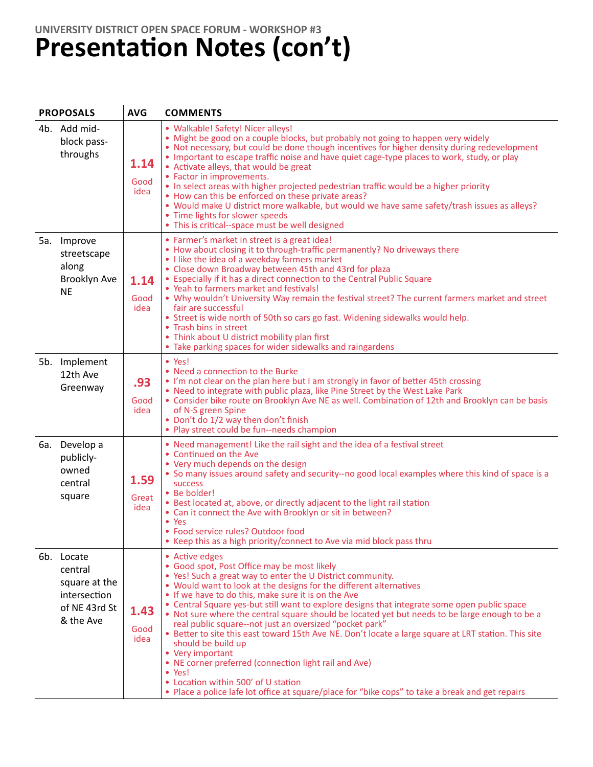UNIVERSITY DISTRICT OPEN SPACE FORUM - WORKSHOP #3

# Presentation Notes (con't)

| PROPOSALS | AVG | COMMENTS |
|---|---|---|
| 4b. Add mid-block pass-throughs | **1.14** Good idea | • Walkable! Safety! Nicer alleys!<br>• Might be good on a couple blocks, but probably not going to happen very widely<br>• Not necessary, but could be done though incentives for higher density during redevelopment<br>• Important to escape traffic noise and have quiet cage-type places to work, study, or play<br>• Activate alleys, that would be great<br>• Factor in improvements.<br>• In select areas with higher projected pedestrian traffic would be a higher priority<br>• How can this be enforced on these private areas?<br>• Would make U district more walkable, but would we have same safety/trash issues as alleys?<br>• Time lights for slower speeds<br>• This is critical--space must be well designed |
| 5a. Improve streetscape along Brooklyn Ave NE | **1.14** Good idea | • Farmer's market in street is a great idea!<br>• How about closing it to through-traffic permanently? No driveways there<br>• I like the idea of a weekday farmers market<br>• Close down Broadway between 45th and 43rd for plaza<br>• Especially if it has a direct connection to the Central Public Square<br>• Yeah to farmers market and festivals!<br>• Why wouldn't University Way remain the festival street? The current farmers market and street fair are successful<br>• Street is wide north of 50th so cars go fast. Widening sidewalks would help.<br>• Trash bins in street<br>• Think about U district mobility plan first<br>• Take parking spaces for wider sidewalks and raingardens |
| 5b. Implement 12th Ave Greenway | **.93** Good idea | • Yes!<br>• Need a connection to the Burke<br>• I'm not clear on the plan here but I am strongly in favor of better 45th crossing<br>• Need to integrate with public plaza, like Pine Street by the West Lake Park<br>• Consider bike route on Brooklyn Ave NE as well. Combination of 12th and Brooklyn can be basis of N-S green Spine<br>• Don't do 1/2 way then don't finish<br>• Play street could be fun--needs champion |
| 6a. Develop a publicly-owned central square | **1.59** Great idea | • Need management! Like the rail sight and the idea of a festival street<br>• Continued on the Ave<br>• Very much depends on the design<br>• So many issues around safety and security--no good local examples where this kind of space is a success<br>• Be bolder!<br>• Best located at, above, or directly adjacent to the light rail station<br>• Can it connect the Ave with Brooklyn or sit in between?<br>• Yes<br>• Food service rules? Outdoor food<br>• Keep this as a high priority/connect to Ave via mid block pass thru |
| 6b. Locate central square at the intersection of NE 43rd St & the Ave | **1.43** Good idea | • Active edges<br>• Good spot, Post Office may be most likely<br>• Yes! Such a great way to enter the U District community.<br>• Would want to look at the designs for the different alternatives<br>• If we have to do this, make sure it is on the Ave<br>• Central Square yes-but still want to explore designs that integrate some open public space<br>• Not sure where the central square should be located yet but needs to be large enough to be a real public square--not just an oversized "pocket park"<br>• Better to site this east toward 15th Ave NE. Don't locate a large square at LRT station. This site should be build up<br>• Very important<br>• NE corner preferred (connection light rail and Ave)<br>• Yes!<br>• Location within 500' of U station<br>• Place a police lafe lot office at square/place for "bike cops" to take a break and get repairs |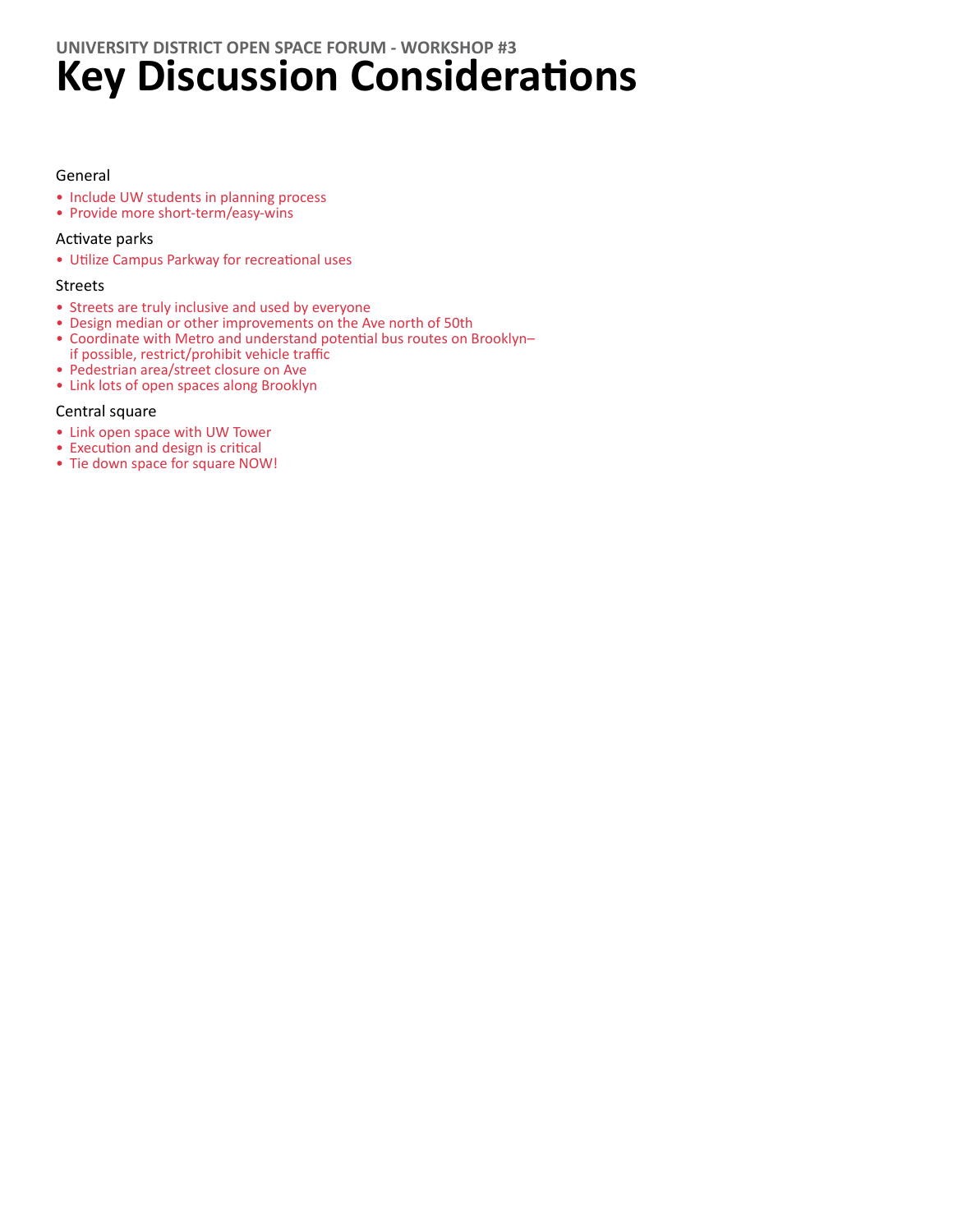UNIVERSITY DISTRICT OPEN SPACE FORUM - WORKSHOP #3

# Key Discussion Considerations

### General

- Include UW students in planning process
- Provide more short-term/easy-wins

### Activate parks

- Utilize Campus Parkway for recreational uses

### Streets

- Streets are truly inclusive and used by everyone
- Design median or other improvements on the Ave north of 50th
- Coordinate with Metro and understand potential bus routes on Brooklyn– if possible, restrict/prohibit vehicle traffic
- Pedestrian area/street closure on Ave
- Link lots of open spaces along Brooklyn

### Central square

- Link open space with UW Tower
- Execution and design is critical
- Tie down space for square NOW!